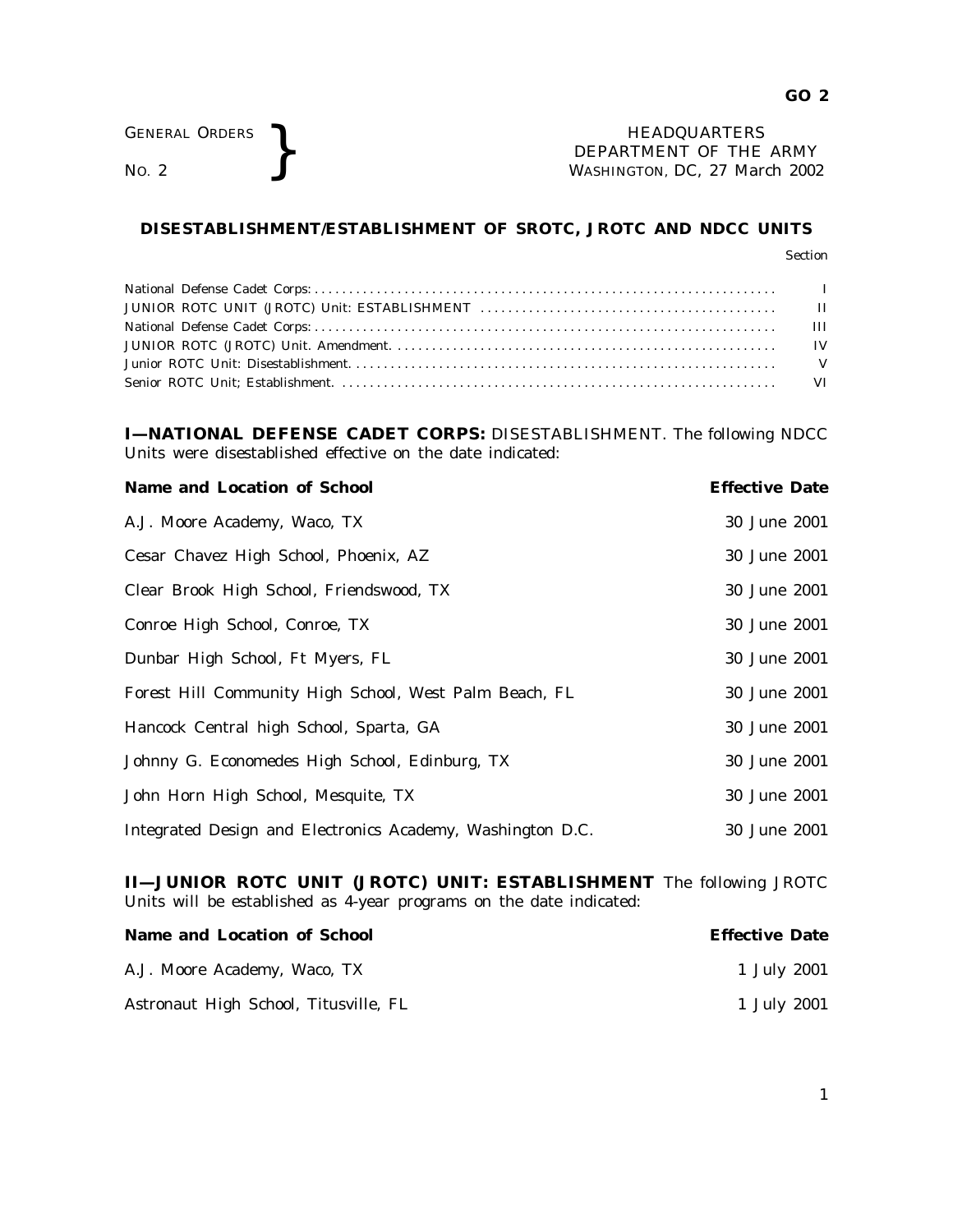GENERAL ORDERS
NO. 2

HEADQUARTERS
DEPARTMENT OF THE ARMY
WASHINGTON, DC, 27 March 2002

## DISESTABLISHMENT/ESTABLISHMENT OF SROTC, JROTC AND NDCC UNITS

| | Section |
|---|---|
| National Defense Cadet Corps: | I |
| JUNIOR ROTC UNIT (JROTC) Unit: ESTABLISHMENT | II |
| National Defense Cadet Corps: | III |
| JUNIOR ROTC (JROTC) Unit. Amendment. | IV |
| Junior ROTC Unit: Disestablishment. | V |
| Senior ROTC Unit; Establishment. | VI |

**I—NATIONAL DEFENSE CADET CORPS:** DISESTABLISHMENT. The following NDCC Units were disestablished effective on the date indicated:

| Name and Location of School | Effective Date |
|---|---|
| A.J. Moore Academy, Waco, TX | 30 June 2001 |
| Cesar Chavez High School, Phoenix, AZ | 30 June 2001 |
| Clear Brook High School, Friendswood, TX | 30 June 2001 |
| Conroe High School, Conroe, TX | 30 June 2001 |
| Dunbar High School, Ft Myers, FL | 30 June 2001 |
| Forest Hill Community High School, West Palm Beach, FL | 30 June 2001 |
| Hancock Central high School, Sparta, GA | 30 June 2001 |
| Johnny G. Economedes High School, Edinburg, TX | 30 June 2001 |
| John Horn High School, Mesquite, TX | 30 June 2001 |
| Integrated Design and Electronics Academy, Washington D.C. | 30 June 2001 |

**II—JUNIOR ROTC UNIT (JROTC) UNIT: ESTABLISHMENT** The following JROTC Units will be established as 4-year programs on the date indicated:

| Name and Location of School | Effective Date |
|---|---|
| A.J. Moore Academy, Waco, TX | 1 July 2001 |
| Astronaut High School, Titusville, FL | 1 July 2001 |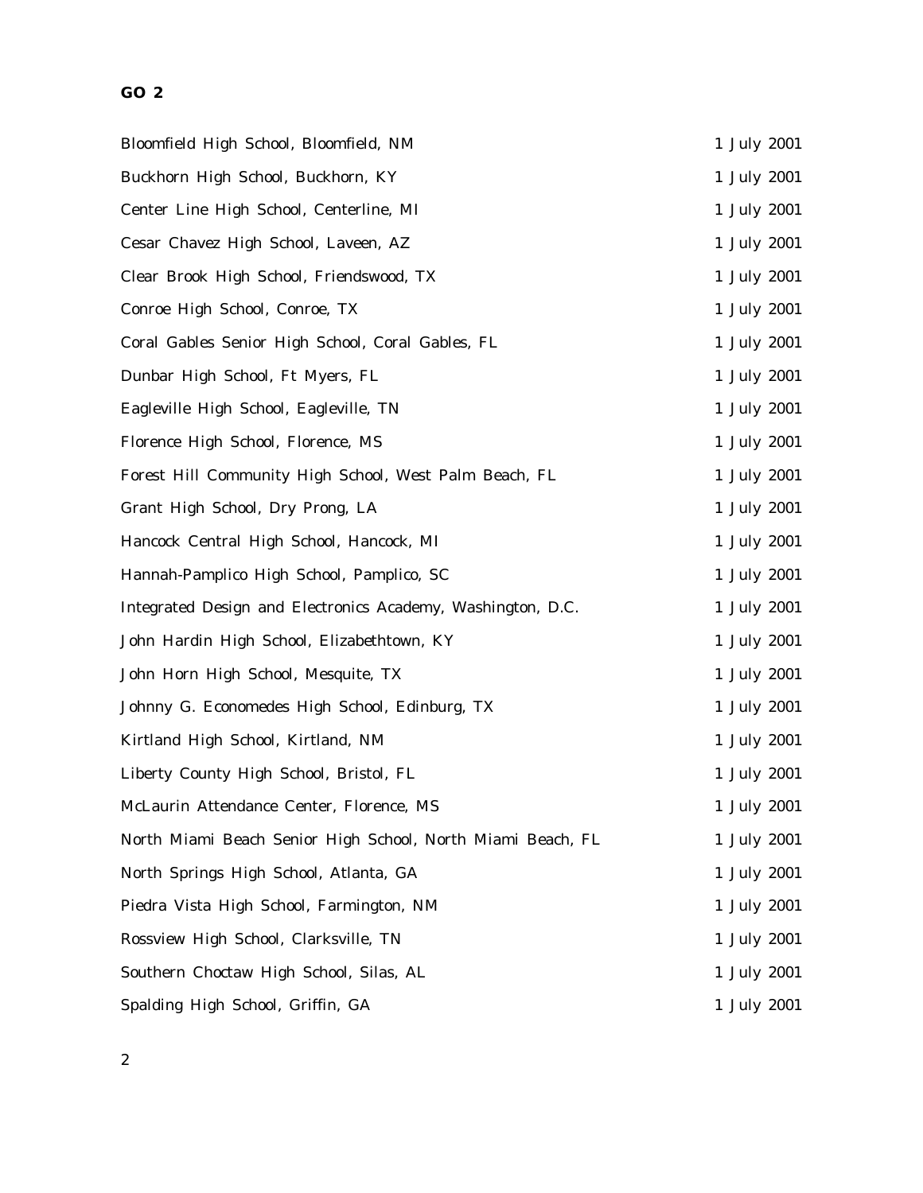| | |
|---|---|
| Bloomfield High School, Bloomfield, NM | 1 July 2001 |
| Buckhorn High School, Buckhorn, KY | 1 July 2001 |
| Center Line High School, Centerline, MI | 1 July 2001 |
| Cesar Chavez High School, Laveen, AZ | 1 July 2001 |
| Clear Brook High School, Friendswood, TX | 1 July 2001 |
| Conroe High School, Conroe, TX | 1 July 2001 |
| Coral Gables Senior High School, Coral Gables, FL | 1 July 2001 |
| Dunbar High School, Ft Myers, FL | 1 July 2001 |
| Eagleville High School, Eagleville, TN | 1 July 2001 |
| Florence High School, Florence, MS | 1 July 2001 |
| Forest Hill Community High School, West Palm Beach, FL | 1 July 2001 |
| Grant High School, Dry Prong, LA | 1 July 2001 |
| Hancock Central High School, Hancock, MI | 1 July 2001 |
| Hannah-Pamplico High School, Pamplico, SC | 1 July 2001 |
| Integrated Design and Electronics Academy, Washington, D.C. | 1 July 2001 |
| John Hardin High School, Elizabethtown, KY | 1 July 2001 |
| John Horn High School, Mesquite, TX | 1 July 2001 |
| Johnny G. Economedes High School, Edinburg, TX | 1 July 2001 |
| Kirtland High School, Kirtland, NM | 1 July 2001 |
| Liberty County High School, Bristol, FL | 1 July 2001 |
| McLaurin Attendance Center, Florence, MS | 1 July 2001 |
| North Miami Beach Senior High School, North Miami Beach, FL | 1 July 2001 |
| North Springs High School, Atlanta, GA | 1 July 2001 |
| Piedra Vista High School, Farmington, NM | 1 July 2001 |
| Rossview High School, Clarksville, TN | 1 July 2001 |
| Southern Choctaw High School, Silas, AL | 1 July 2001 |
| Spalding High School, Griffin, GA | 1 July 2001 |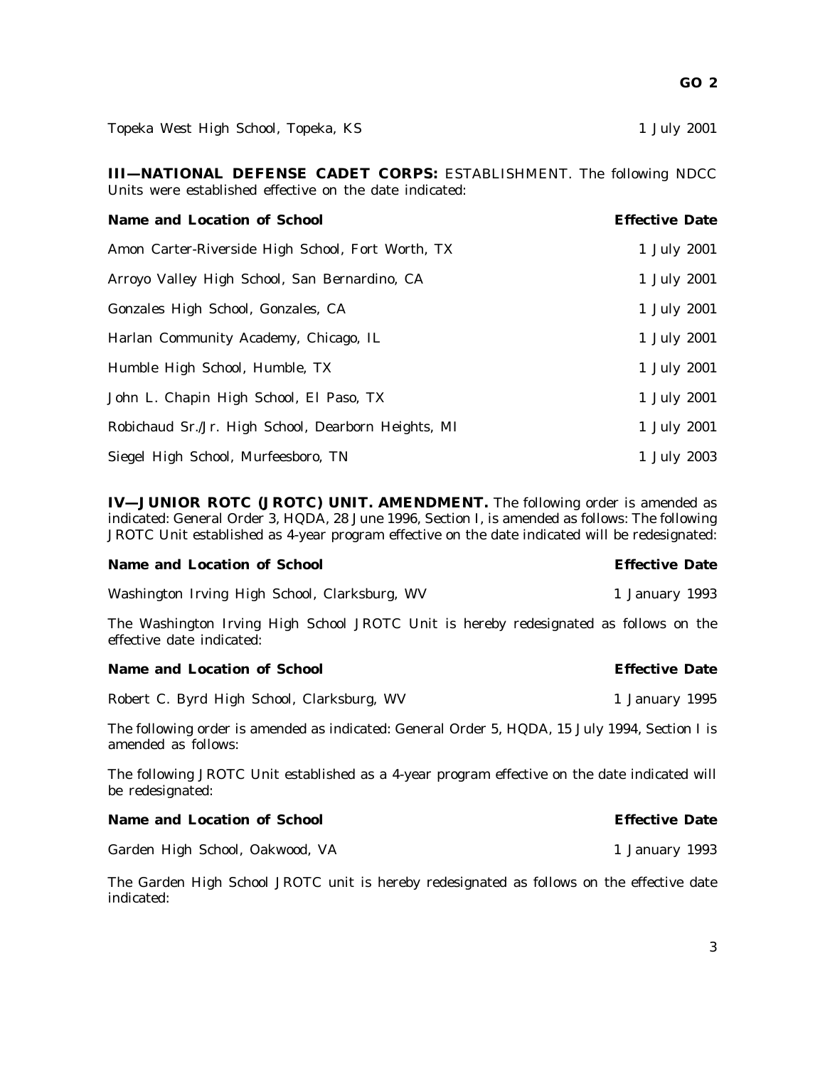| | |
|---|---|
| Topeka West High School, Topeka, KS | 1 July 2001 |

**III—NATIONAL DEFENSE CADET CORPS:** ESTABLISHMENT. The following NDCC Units were established effective on the date indicated:

| Name and Location of School | Effective Date |
|---|---|
| Amon Carter-Riverside High School, Fort Worth, TX | 1 July 2001 |
| Arroyo Valley High School, San Bernardino, CA | 1 July 2001 |
| Gonzales High School, Gonzales, CA | 1 July 2001 |
| Harlan Community Academy, Chicago, IL | 1 July 2001 |
| Humble High School, Humble, TX | 1 July 2001 |
| John L. Chapin High School, El Paso, TX | 1 July 2001 |
| Robichaud Sr./Jr. High School, Dearborn Heights, MI | 1 July 2001 |
| Siegel High School, Murfeesboro, TN | 1 July 2003 |

**IV—JUNIOR ROTC (JROTC) UNIT. AMENDMENT.** The following order is amended as indicated: General Order 3, HQDA, 28 June 1996, Section I, is amended as follows: The following JROTC Unit established as 4-year program effective on the date indicated will be redesignated:

| Name and Location of School | Effective Date |
|---|---|
| Washington Irving High School, Clarksburg, WV | 1 January 1993 |

The Washington Irving High School JROTC Unit is hereby redesignated as follows on the effective date indicated:

| Name and Location of School | Effective Date |
|---|---|
| Robert C. Byrd High School, Clarksburg, WV | 1 January 1995 |

The following order is amended as indicated: General Order 5, HQDA, 15 July 1994, Section I is amended as follows:

The following JROTC Unit established as a 4-year program effective on the date indicated will be redesignated:

| Name and Location of School | Effective Date |
|---|---|
| Garden High School, Oakwood, VA | 1 January 1993 |

The Garden High School JROTC unit is hereby redesignated as follows on the effective date indicated: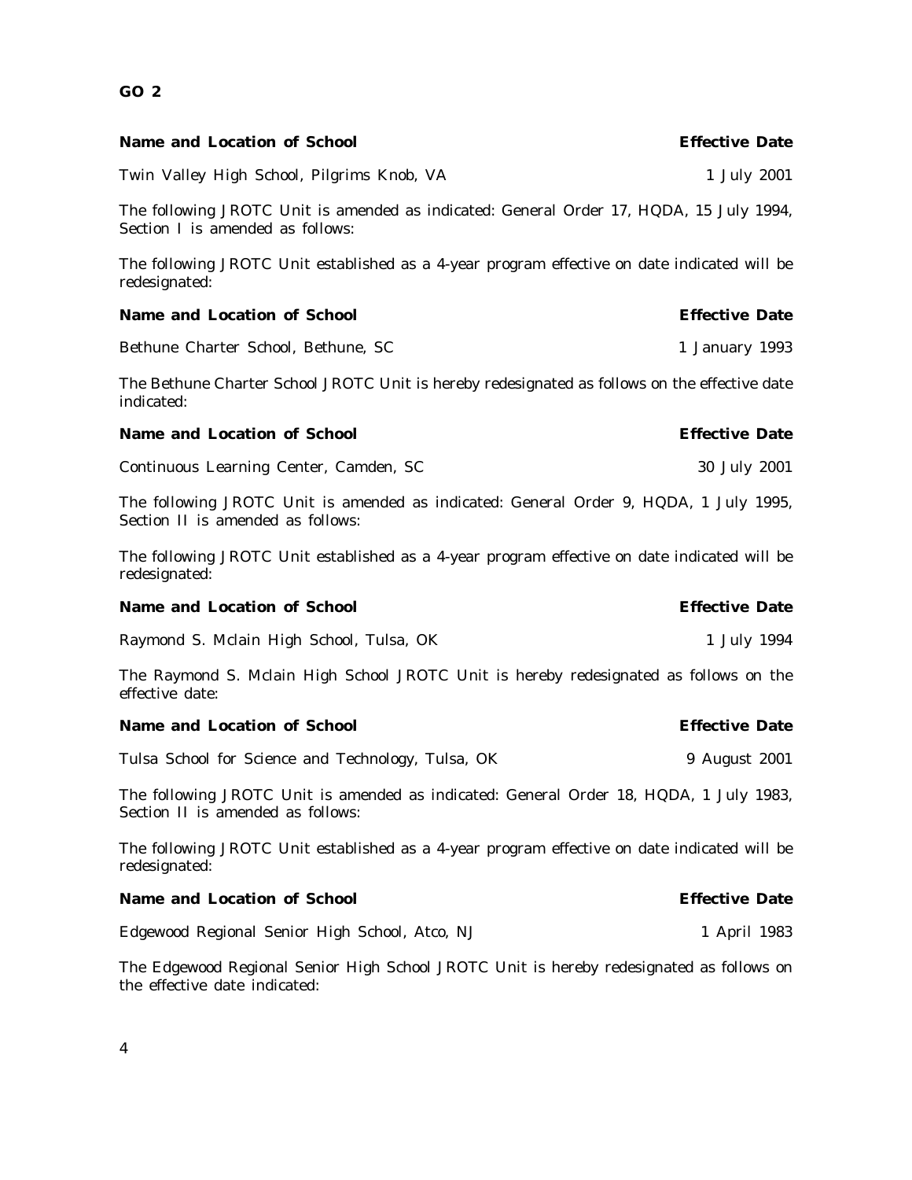| Name and Location of School | Effective Date |
|---|---|
| Twin Valley High School, Pilgrims Knob, VA | 1 July 2001 |

The following JROTC Unit is amended as indicated: General Order 17, HQDA, 15 July 1994, Section I is amended as follows:

The following JROTC Unit established as a 4-year program effective on date indicated will be redesignated:

| Name and Location of School | Effective Date |
|---|---|
| Bethune Charter School, Bethune, SC | 1 January 1993 |

The Bethune Charter School JROTC Unit is hereby redesignated as follows on the effective date indicated:

| Name and Location of School | Effective Date |
|---|---|
| Continuous Learning Center, Camden, SC | 30 July 2001 |

The following JROTC Unit is amended as indicated: General Order 9, HQDA, 1 July 1995, Section II is amended as follows:

The following JROTC Unit established as a 4-year program effective on date indicated will be redesignated:

| Name and Location of School | Effective Date |
|---|---|
| Raymond S. Mclain High School, Tulsa, OK | 1 July 1994 |

The Raymond S. Mclain High School JROTC Unit is hereby redesignated as follows on the effective date:

| Name and Location of School | Effective Date |
|---|---|
| Tulsa School for Science and Technology, Tulsa, OK | 9 August 2001 |

The following JROTC Unit is amended as indicated: General Order 18, HQDA, 1 July 1983, Section II is amended as follows:

The following JROTC Unit established as a 4-year program effective on date indicated will be redesignated:

| Name and Location of School | Effective Date |
|---|---|
| Edgewood Regional Senior High School, Atco, NJ | 1 April 1983 |

The Edgewood Regional Senior High School JROTC Unit is hereby redesignated as follows on the effective date indicated: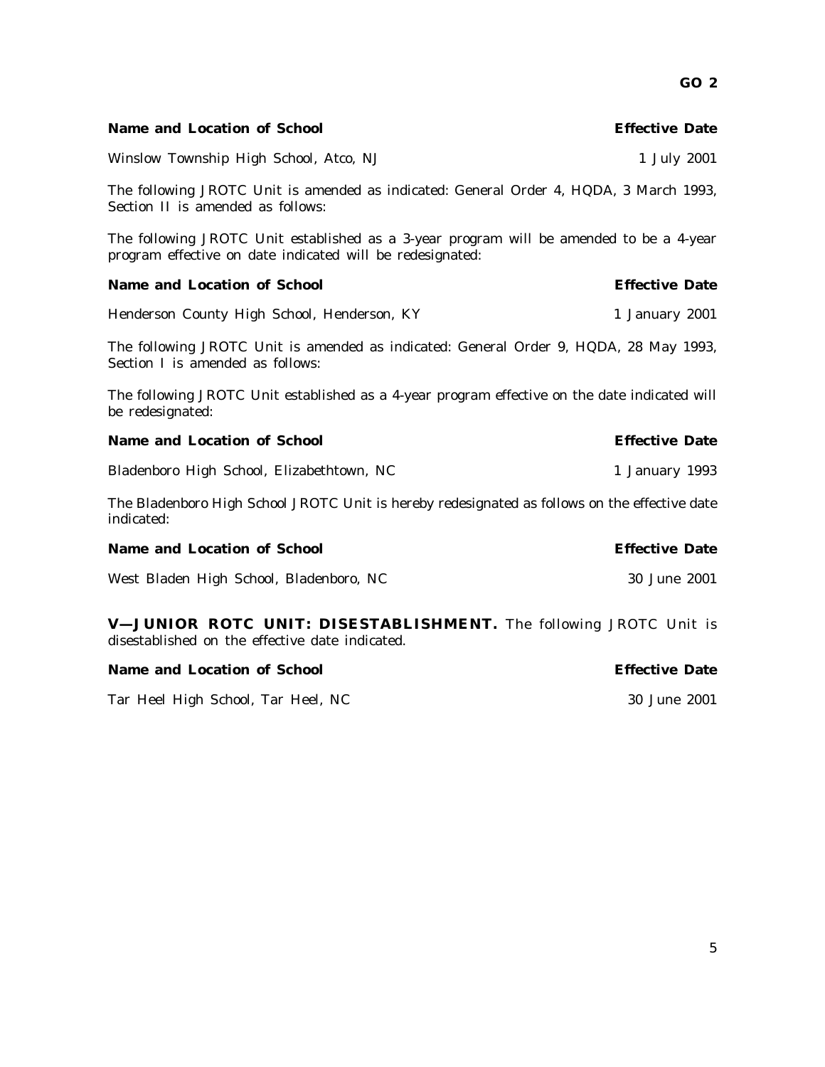| **Name and Location of School** | **Effective Date** |
|---|---|
| Winslow Township High School, Atco, NJ | 1 July 2001 |

The following JROTC Unit is amended as indicated: General Order 4, HQDA, 3 March 1993, Section II is amended as follows:

The following JROTC Unit established as a 3-year program will be amended to be a 4-year program effective on date indicated will be redesignated:

| **Name and Location of School** | **Effective Date** |
|---|---|
| Henderson County High School, Henderson, KY | 1 January 2001 |

The following JROTC Unit is amended as indicated: General Order 9, HQDA, 28 May 1993, Section I is amended as follows:

The following JROTC Unit established as a 4-year program effective on the date indicated will be redesignated:

| **Name and Location of School** | **Effective Date** |
|---|---|
| Bladenboro High School, Elizabethtown, NC | 1 January 1993 |

The Bladenboro High School JROTC Unit is hereby redesignated as follows on the effective date indicated:

| **Name and Location of School** | **Effective Date** |
|---|---|
| West Bladen High School, Bladenboro, NC | 30 June 2001 |

**V—JUNIOR ROTC UNIT: DISESTABLISHMENT.** The following JROTC Unit is disestablished on the effective date indicated.

| **Name and Location of School** | **Effective Date** |
|---|---|
| Tar Heel High School, Tar Heel, NC | 30 June 2001 |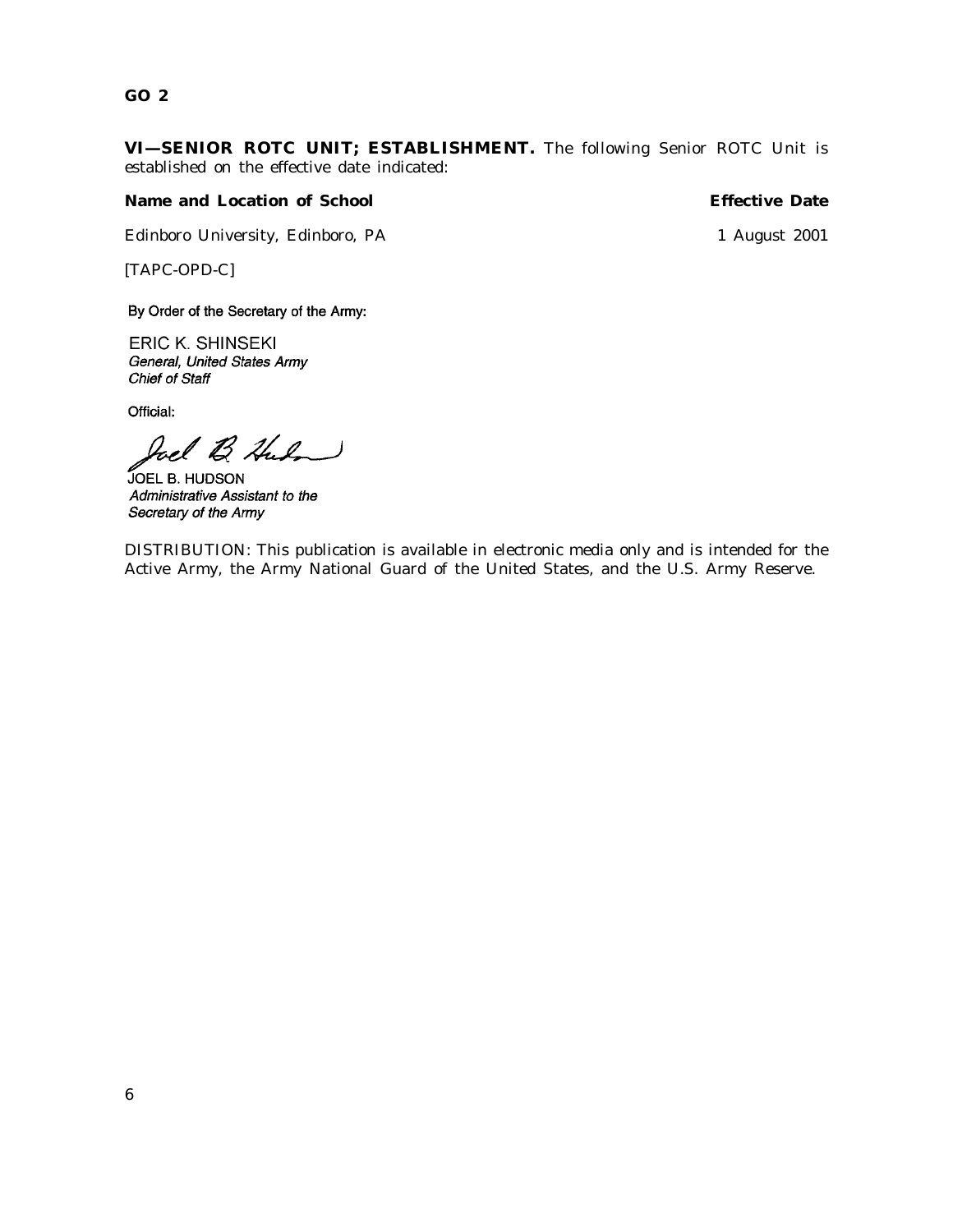**VI—SENIOR ROTC UNIT; ESTABLISHMENT.** The following Senior ROTC Unit is established on the effective date indicated:

| Name and Location of School | Effective Date |
| --- | --- |
| Edinboro University, Edinboro, PA | 1 August 2001 |

[TAPC-OPD-C]

By Order of the Secretary of the Army:

ERIC K. SHINSEKI
*General, United States Army*
*Chief of Staff*

Official:

JOEL B. HUDSON
*Administrative Assistant to the*
*Secretary of the Army*

DISTRIBUTION: This publication is available in electronic media only and is intended for the Active Army, the Army National Guard of the United States, and the U.S. Army Reserve.